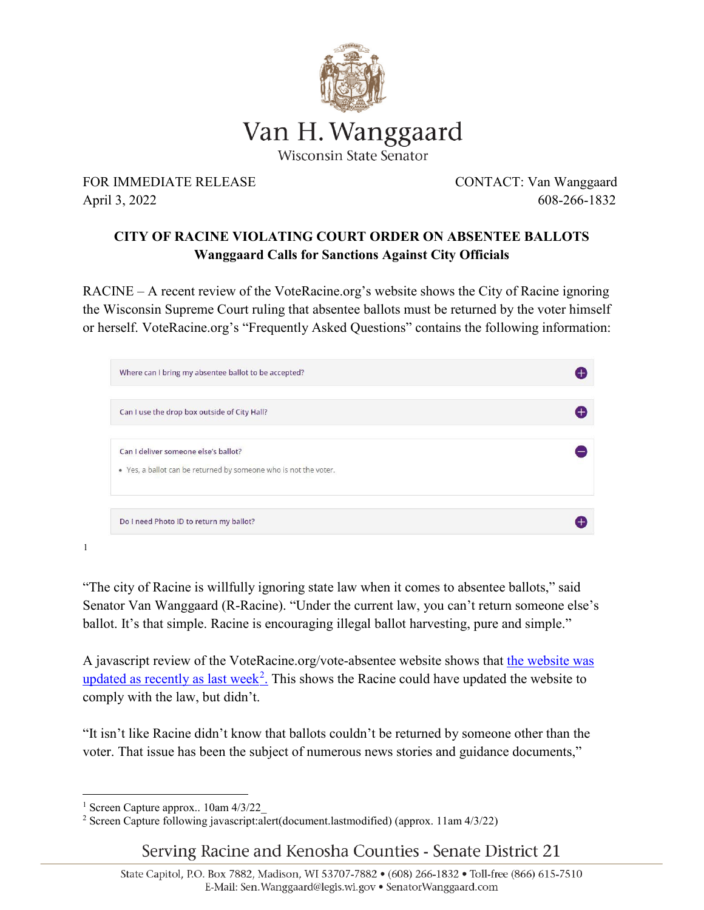# Van H. Wanggaard

Wisconsin State Senator

FOR IMMEDIATE RELEASE
April 3, 2022

CONTACT: Van Wanggaard
608-266-1832

**CITY OF RACINE VIOLATING COURT ORDER ON ABSENTEE BALLOTS**
**Wanggaard Calls for Sanctions Against City Officials**

RACINE – A recent review of the VoteRacine.org's website shows the City of Racine ignoring the Wisconsin Supreme Court ruling that absentee ballots must be returned by the voter himself or herself. VoteRacine.org's "Frequently Asked Questions" contains the following information:

Where can I bring my absentee ballot to be accepted?

Can I use the drop box outside of City Hall?

Can I deliver someone else's ballot?

- Yes, a ballot can be returned by someone who is not the voter.

Do I need Photo ID to return my ballot?

[1]

"The city of Racine is willfully ignoring state law when it comes to absentee ballots," said Senator Van Wanggaard (R-Racine). "Under the current law, you can't return someone else's ballot. It's that simple. Racine is encouraging illegal ballot harvesting, pure and simple."

A javascript review of the VoteRacine.org/vote-absentee website shows that the website was updated as recently as last week[2]. This shows the Racine could have updated the website to comply with the law, but didn't.

"It isn't like Racine didn't know that ballots couldn't be returned by someone other than the voter. That issue has been the subject of numerous news stories and guidance documents,"

---

[1] Screen Capture approx.. 10am 4/3/22_

[2] Screen Capture following javascript:alert(document.lastmodified) (approx. 11am 4/3/22)

Serving Racine and Kenosha Counties - Senate District 21

State Capitol, P.O. Box 7882, Madison, WI 53707-7882 • (608) 266-1832 • Toll-free (866) 615-7510
E-Mail: Sen.Wanggaard@legis.wi.gov • SenatorWanggaard.com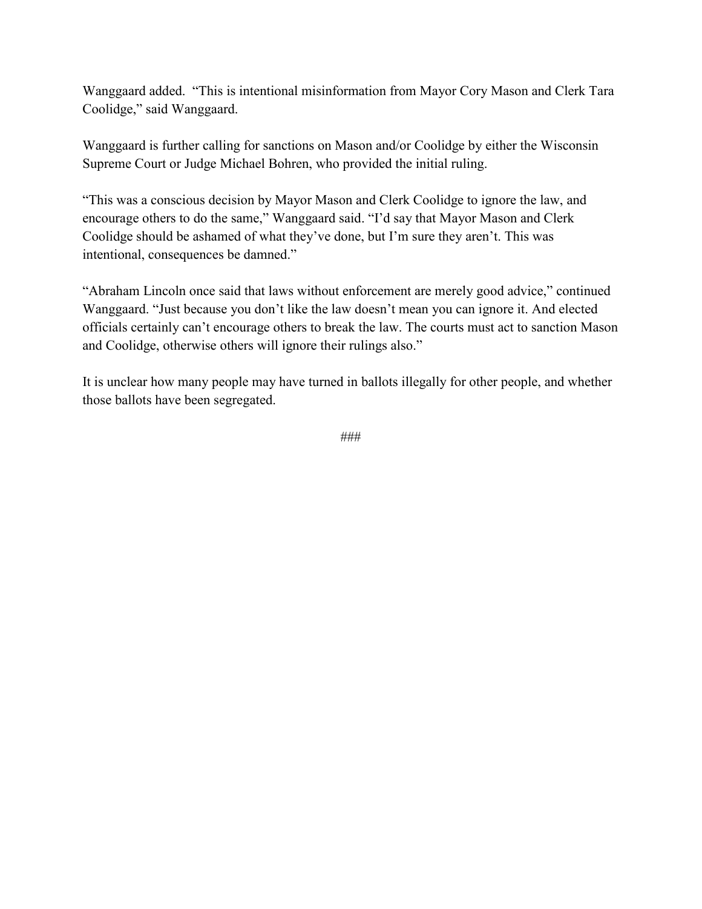Wanggaard added. "This is intentional misinformation from Mayor Cory Mason and Clerk Tara Coolidge," said Wanggaard.

Wanggaard is further calling for sanctions on Mason and/or Coolidge by either the Wisconsin Supreme Court or Judge Michael Bohren, who provided the initial ruling.

"This was a conscious decision by Mayor Mason and Clerk Coolidge to ignore the law, and encourage others to do the same," Wanggaard said. "I'd say that Mayor Mason and Clerk Coolidge should be ashamed of what they've done, but I'm sure they aren't. This was intentional, consequences be damned."

"Abraham Lincoln once said that laws without enforcement are merely good advice," continued Wanggaard. "Just because you don't like the law doesn't mean you can ignore it. And elected officials certainly can't encourage others to break the law. The courts must act to sanction Mason and Coolidge, otherwise others will ignore their rulings also."

It is unclear how many people may have turned in ballots illegally for other people, and whether those ballots have been segregated.

###